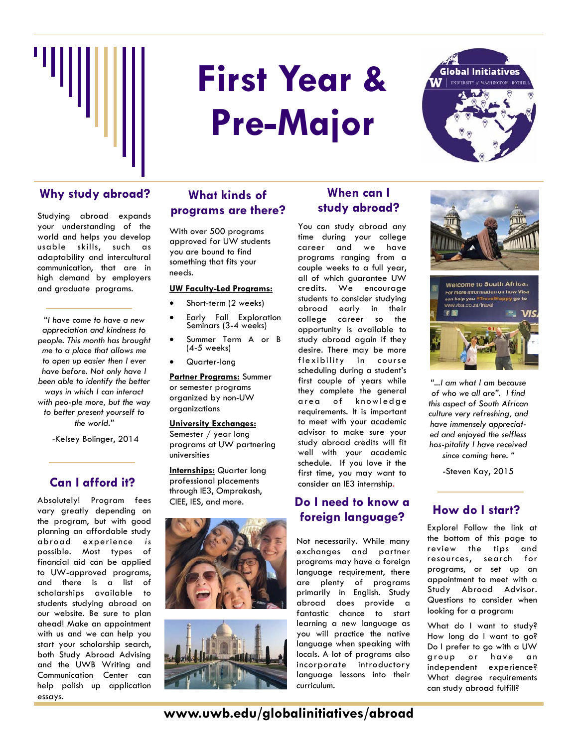# First Year & Pre-Major

Global Initiatives
W UNIVERSITY of WASHINGTON | BOTHELL

## Why study abroad?

Studying abroad expands your understanding of the world and helps you develop usable skills, such as adaptability and intercultural communication, that are in high demand by employers and graduate programs.

*"I have come to have a new appreciation and kindness to people. This month has brought me to a place that allows me to open up easier then I ever have before. Not only have I been able to identify the better ways in which I can interact with peo-ple more, but the way to better present yourself to the world."*

-Kelsey Bolinger, 2014

## Can I afford it?

Absolutely! Program fees vary greatly depending on the program, but with good planning an affordable study abroad experience *is* possible. Most types of financial aid can be applied to UW-approved programs, and there is a list of scholarships available to students studying abroad on our website. Be sure to plan ahead! Make an appointment with us and we can help you start your scholarship search, both Study Abroad Advising and the UWB Writing and Communication Center can help polish up application essays.

## What kinds of programs are there?

With over 500 programs approved for UW students you are bound to find something that fits your needs.

**UW Faculty-Led Programs:**

- Short-term (2 weeks)
- Early Fall Exploration Seminars (3-4 weeks)
- Summer Term A or B (4-5 weeks)
- Quarter-long

**Partner Programs:** Summer or semester programs organized by non-UW organizations

**University Exchanges:** Semester / year long programs at UW partnering universities

**Internships:** Quarter long professional placements through IE3, Omprakash, CIEE, IES, and more.

## When can I study abroad?

You can study abroad any time during your college career and we have programs ranging from a couple weeks to a full year, all of which guarantee UW credits. We encourage students to consider studying abroad early in their college career so the opportunity is available to study abroad again if they desire. There may be more flexibility in course scheduling during a student's first couple of years while they complete the general area of knowledge requirements. It is important to meet with your academic advisor to make sure your study abroad credits will fit well with your academic schedule. If you love it the first time, you may want to consider an IE3 internship.

## Do I need to know a foreign language?

Not necessarily. While many exchanges and partner programs may have a foreign language requirement, there are plenty of programs primarily in English. Study abroad does provide a fantastic chance to start learning a new language as you will practice the native language when speaking with locals. A lot of programs also incorporate introductory language lessons into their curriculum.

*"...I am what I am because of who we all are". I find this aspect of South African culture very refreshing, and have immensely appreciat-ed and enjoyed the selfless hos-pitality I have received since coming here. "*

-Steven Kay, 2015

## How do I start?

Explore! Follow the link at the bottom of this page to review the tips and resources, search for programs, or set up an appointment to meet with a Study Abroad Advisor. Questions to consider when looking for a program:

What do I want to study? How long do I want to go? Do I prefer to go with a UW group or have an independent experience? What degree requirements can study abroad fulfill?

**www.uwb.edu/globalinitiatives/abroad**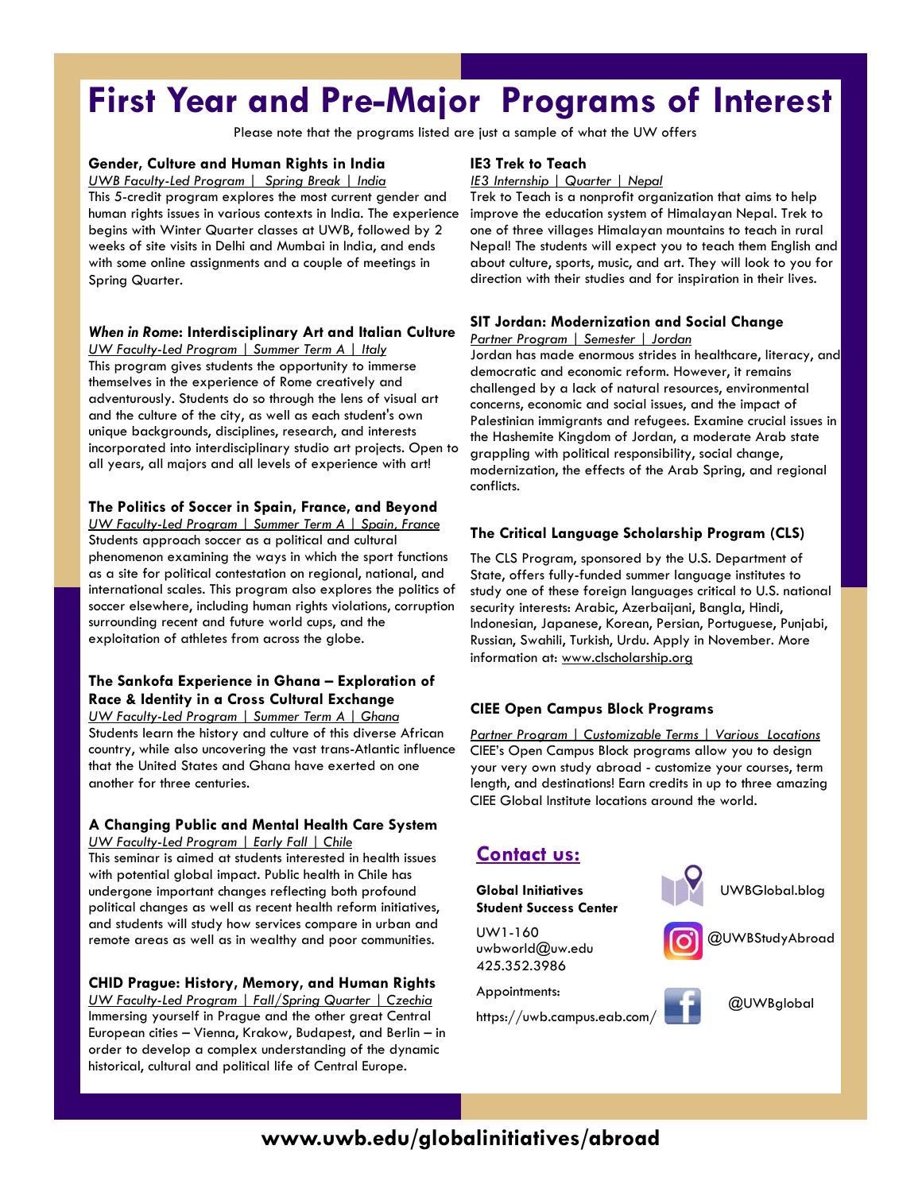# First Year and Pre-Major Programs of Interest

Please note that the programs listed are just a sample of what the UW offers

### Gender, Culture and Human Rights in India

*UWB Faculty-Led Program | Spring Break | India*

This 5-credit program explores the most current gender and human rights issues in various contexts in India. The experience begins with Winter Quarter classes at UWB, followed by 2 weeks of site visits in Delhi and Mumbai in India, and ends with some online assignments and a couple of meetings in Spring Quarter.

### *When in Rome*: Interdisciplinary Art and Italian Culture

*UW Faculty-Led Program | Summer Term A | Italy*

This program gives students the opportunity to immerse themselves in the experience of Rome creatively and adventurously. Students do so through the lens of visual art and the culture of the city, as well as each student's own unique backgrounds, disciplines, research, and interests incorporated into interdisciplinary studio art projects. Open to all years, all majors and all levels of experience with art!

### The Politics of Soccer in Spain, France, and Beyond

*UW Faculty-Led Program | Summer Term A | Spain, France*

Students approach soccer as a political and cultural phenomenon examining the ways in which the sport functions as a site for political contestation on regional, national, and international scales. This program also explores the politics of soccer elsewhere, including human rights violations, corruption surrounding recent and future world cups, and the exploitation of athletes from across the globe.

### The Sankofa Experience in Ghana – Exploration of Race & Identity in a Cross Cultural Exchange

*UW Faculty-Led Program | Summer Term A | Ghana*

Students learn the history and culture of this diverse African country, while also uncovering the vast trans-Atlantic influence that the United States and Ghana have exerted on one another for three centuries.

### A Changing Public and Mental Health Care System

*UW Faculty-Led Program | Early Fall | Chile*

This seminar is aimed at students interested in health issues with potential global impact. Public health in Chile has undergone important changes reflecting both profound political changes as well as recent health reform initiatives, and students will study how services compare in urban and remote areas as well as in wealthy and poor communities.

### CHID Prague: History, Memory, and Human Rights

*UW Faculty-Led Program | Fall/Spring Quarter | Czechia*

Immersing yourself in Prague and the other great Central European cities – Vienna, Krakow, Budapest, and Berlin – in order to develop a complex understanding of the dynamic historical, cultural and political life of Central Europe.

### IE3 Trek to Teach

*IE3 Internship | Quarter | Nepal*

Trek to Teach is a nonprofit organization that aims to help improve the education system of Himalayan Nepal. Trek to one of three villages Himalayan mountains to teach in rural Nepal! The students will expect you to teach them English and about culture, sports, music, and art. They will look to you for direction with their studies and for inspiration in their lives.

### SIT Jordan: Modernization and Social Change

*Partner Program | Semester | Jordan*

Jordan has made enormous strides in healthcare, literacy, and democratic and economic reform. However, it remains challenged by a lack of natural resources, environmental concerns, economic and social issues, and the impact of Palestinian immigrants and refugees. Examine crucial issues in the Hashemite Kingdom of Jordan, a moderate Arab state grappling with political responsibility, social change, modernization, the effects of the Arab Spring, and regional conflicts.

### The Critical Language Scholarship Program (CLS)

The CLS Program, sponsored by the U.S. Department of State, offers fully-funded summer language institutes to study one of these foreign languages critical to U.S. national security interests: Arabic, Azerbaijani, Bangla, Hindi, Indonesian, Japanese, Korean, Persian, Portuguese, Punjabi, Russian, Swahili, Turkish, Urdu. Apply in November. More information at: www.clscholarship.org

### CIEE Open Campus Block Programs

*Partner Program | Customizable Terms | Various Locations*

CIEE's Open Campus Block programs allow you to design your very own study abroad - customize your courses, term length, and destinations! Earn credits in up to three amazing CIEE Global Institute locations around the world.

## Contact us:

**Global Initiatives**
**Student Success Center**

UW1-160
uwbworld@uw.edu
425.352.3986

Appointments:

https://uwb.campus.eab.com/

UWBGlobal.blog

@UWBStudyAbroad

@UWBglobal

**www.uwb.edu/globalinitiatives/abroad**